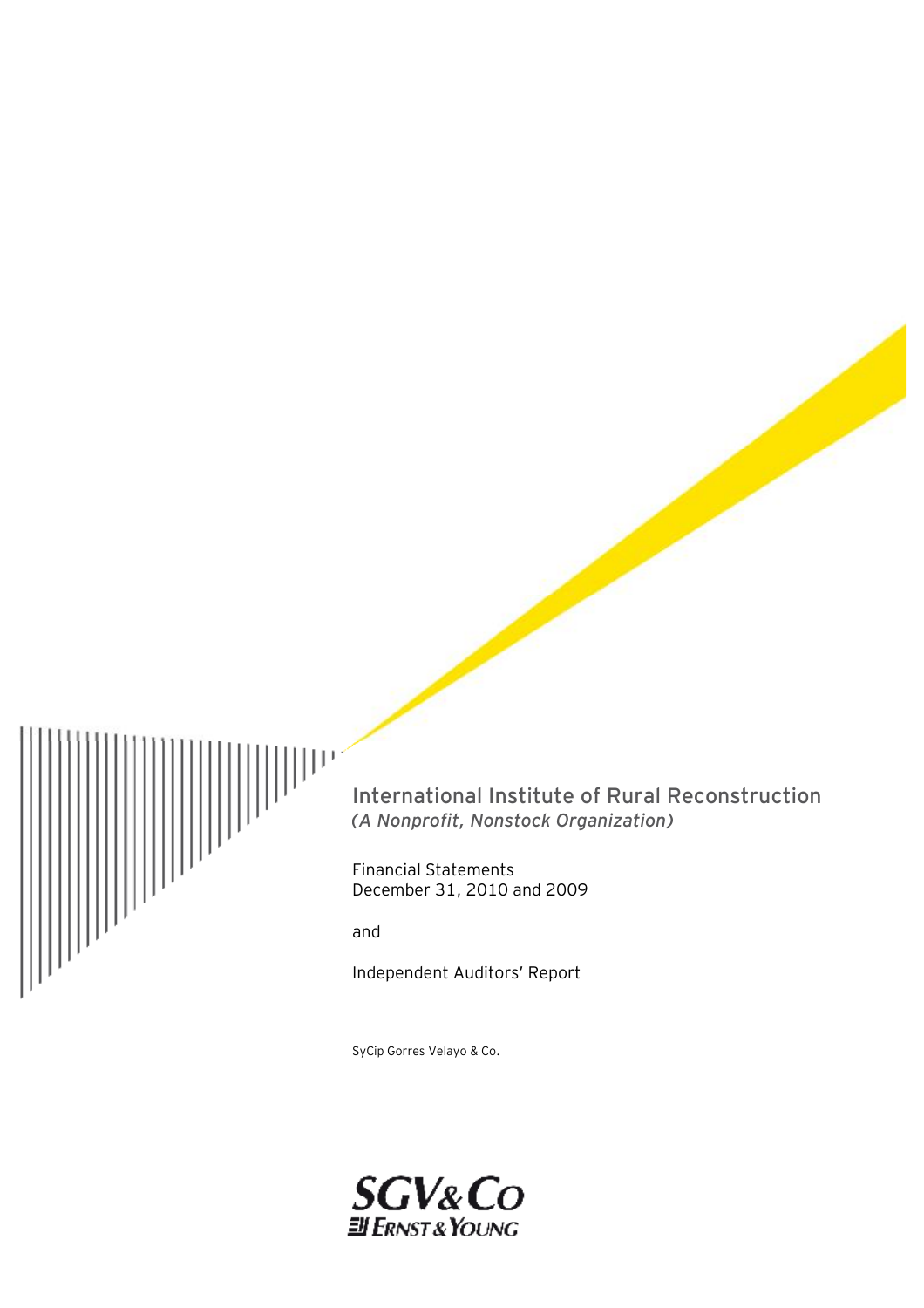# International Institute of Rural Reconstruction

*(A Nonprofit, Nonstock Organization)*

Financial Statements
December 31, 2010 and 2009

and

Independent Auditors' Report

SyCip Gorres Velayo & Co.

SGV&Co
ERNST & YOUNG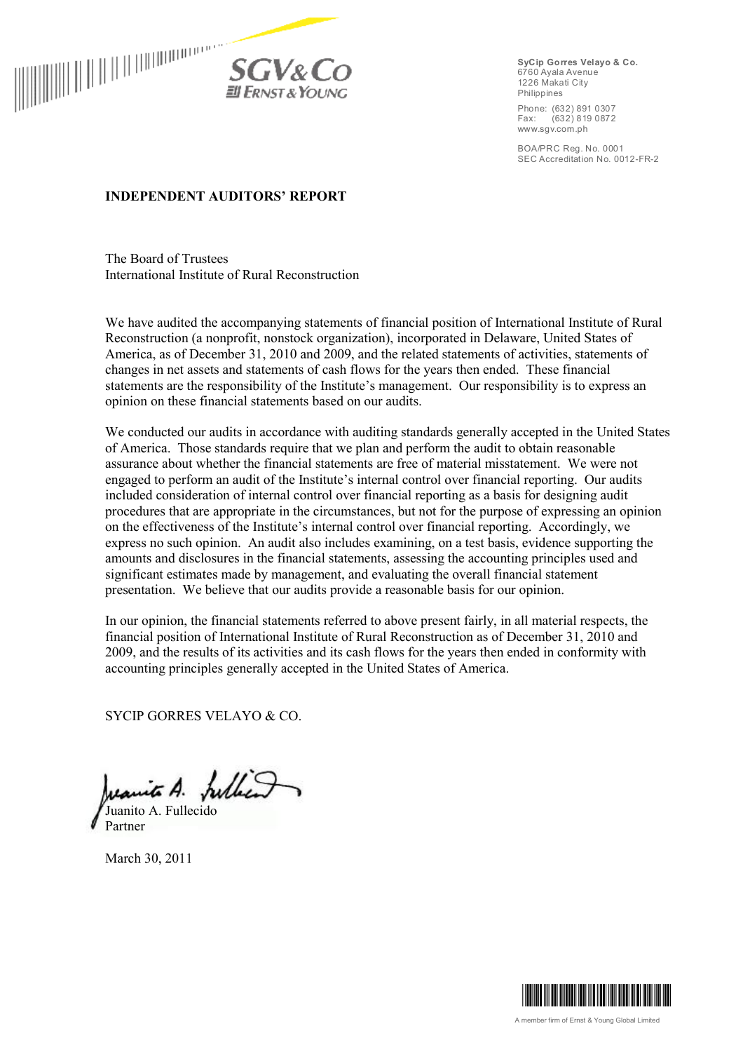SyCip Gorres Velayo & Co.
6760 Ayala Avenue
1226 Makati City
Philippines

Phone: (632) 891 0307
Fax: (632) 819 0872
www.sgv.com.ph

BOA/PRC Reg. No. 0001
SEC Accreditation No. 0012-FR-2

## INDEPENDENT AUDITORS' REPORT

The Board of Trustees
International Institute of Rural Reconstruction

We have audited the accompanying statements of financial position of International Institute of Rural Reconstruction (a nonprofit, nonstock organization), incorporated in Delaware, United States of America, as of December 31, 2010 and 2009, and the related statements of activities, statements of changes in net assets and statements of cash flows for the years then ended. These financial statements are the responsibility of the Institute's management. Our responsibility is to express an opinion on these financial statements based on our audits.

We conducted our audits in accordance with auditing standards generally accepted in the United States of America. Those standards require that we plan and perform the audit to obtain reasonable assurance about whether the financial statements are free of material misstatement. We were not engaged to perform an audit of the Institute's internal control over financial reporting. Our audits included consideration of internal control over financial reporting as a basis for designing audit procedures that are appropriate in the circumstances, but not for the purpose of expressing an opinion on the effectiveness of the Institute's internal control over financial reporting. Accordingly, we express no such opinion. An audit also includes examining, on a test basis, evidence supporting the amounts and disclosures in the financial statements, assessing the accounting principles used and significant estimates made by management, and evaluating the overall financial statement presentation. We believe that our audits provide a reasonable basis for our opinion.

In our opinion, the financial statements referred to above present fairly, in all material respects, the financial position of International Institute of Rural Reconstruction as of December 31, 2010 and 2009, and the results of its activities and its cash flows for the years then ended in conformity with accounting principles generally accepted in the United States of America.

SYCIP GORRES VELAYO & CO.

Juanito A. Fullecido
Partner

March 30, 2011

A member firm of Ernst & Young Global Limited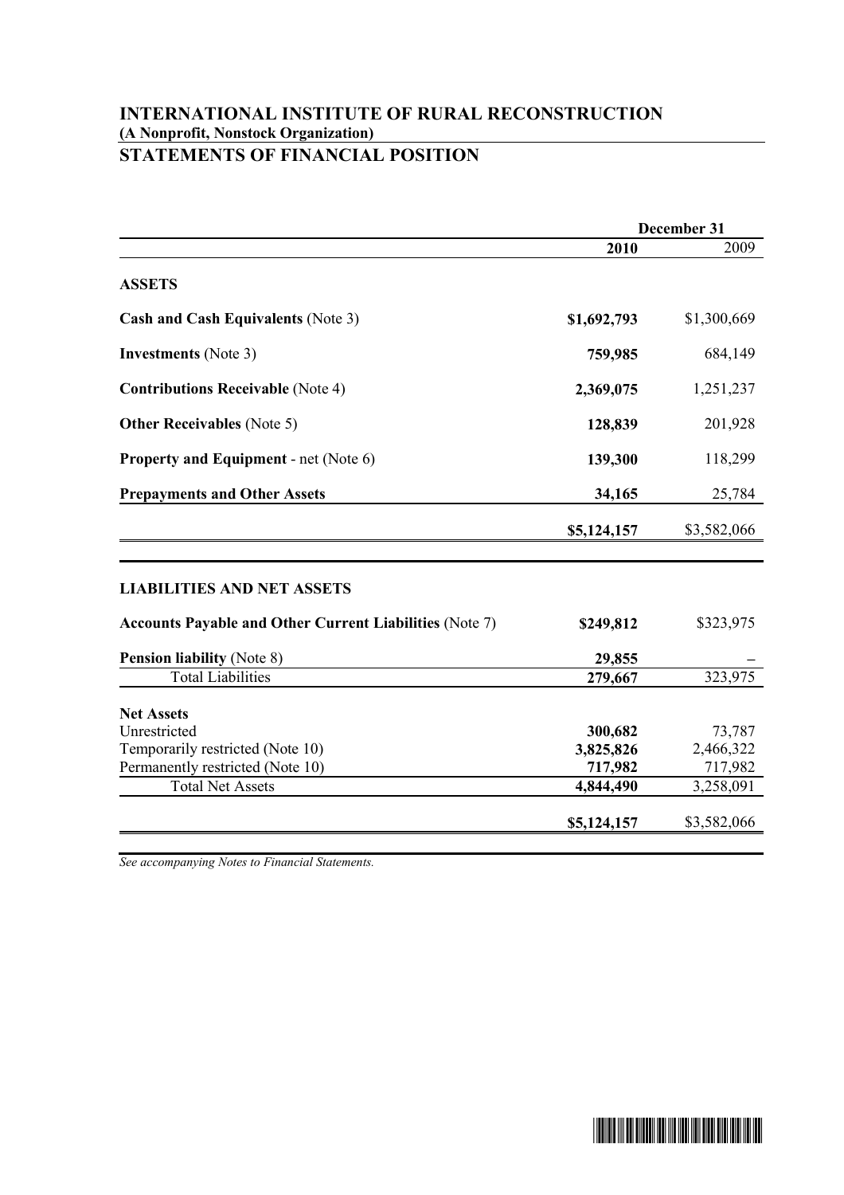## INTERNATIONAL INSTITUTE OF RURAL RECONSTRUCTION
**(A Nonprofit, Nonstock Organization)**

## STATEMENTS OF FINANCIAL POSITION

| | December 31 | |
|---|---|---|
| | **2010** | 2009 |
| **ASSETS** | | |
| **Cash and Cash Equivalents** (Note 3) | **$1,692,793** | $1,300,669 |
| **Investments** (Note 3) | **759,985** | 684,149 |
| **Contributions Receivable** (Note 4) | **2,369,075** | 1,251,237 |
| **Other Receivables** (Note 5) | **128,839** | 201,928 |
| **Property and Equipment** - net (Note 6) | **139,300** | 118,299 |
| **Prepayments and Other Assets** | **34,165** | 25,784 |
| | **$5,124,157** | $3,582,066 |
| **LIABILITIES AND NET ASSETS** | | |
| **Accounts Payable and Other Current Liabilities** (Note 7) | **$249,812** | $323,975 |
| **Pension liability** (Note 8) | **29,855** | – |
| Total Liabilities | **279,667** | 323,975 |
| **Net Assets** | | |
| Unrestricted | **300,682** | 73,787 |
| Temporarily restricted (Note 10) | **3,825,826** | 2,466,322 |
| Permanently restricted (Note 10) | **717,982** | 717,982 |
| Total Net Assets | **4,844,490** | 3,258,091 |
| | **$5,124,157** | $3,582,066 |

*See accompanying Notes to Financial Statements.*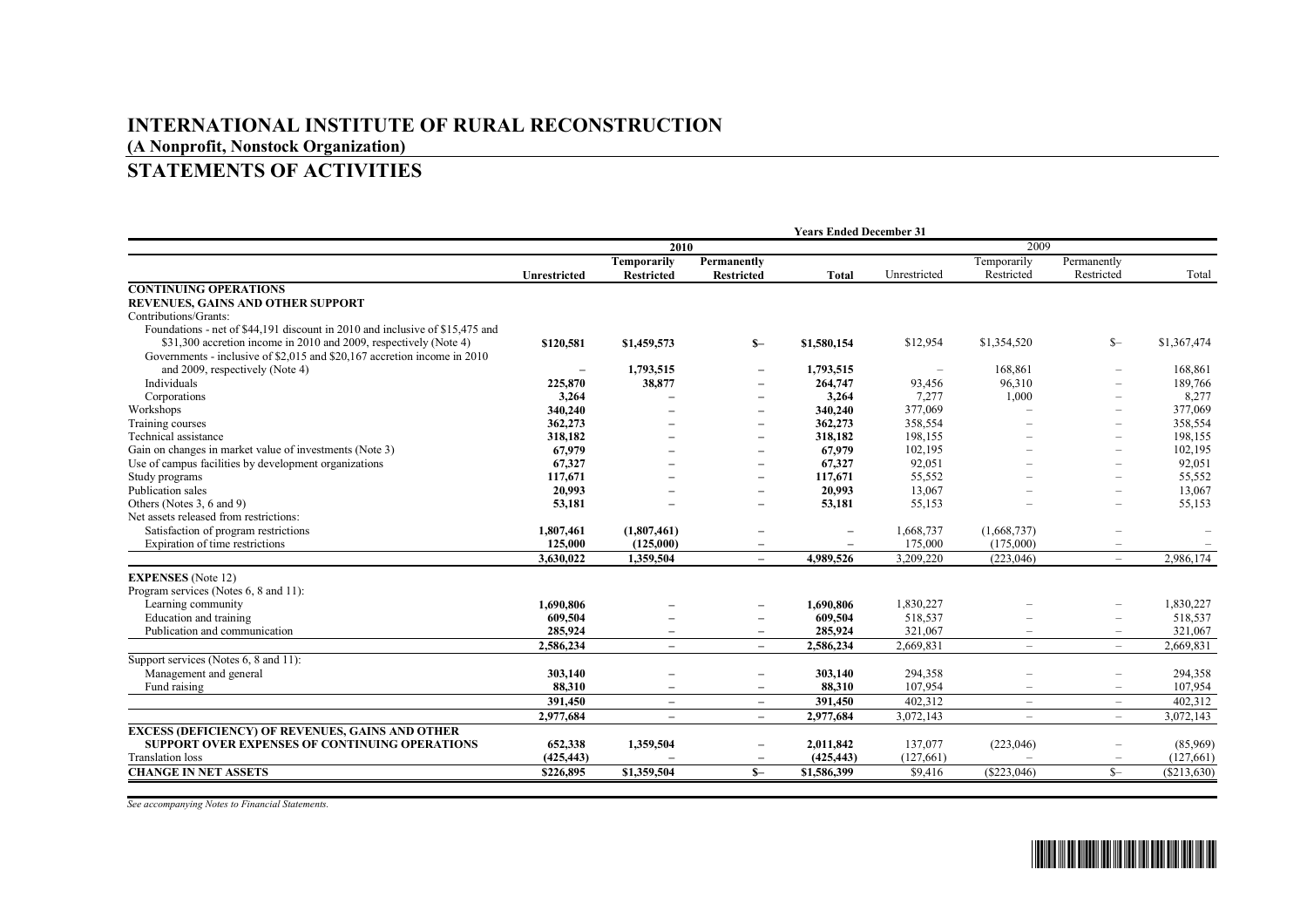# INTERNATIONAL INSTITUTE OF RURAL RECONSTRUCTION

**(A Nonprofit, Nonstock Organization)**

## STATEMENTS OF ACTIVITIES

| | Years Ended December 31 | | | | | | | |
|---|---|---|---|---|---|---|---|---|
| | 2010 | | | | 2009 | | | |
| | Unrestricted | Temporarily Restricted | Permanently Restricted | Total | Unrestricted | Temporarily Restricted | Permanently Restricted | Total |
| **CONTINUING OPERATIONS** | | | | | | | | |
| **REVENUES, GAINS AND OTHER SUPPORT** | | | | | | | | |
| Contributions/Grants: | | | | | | | | |
| Foundations - net of $44,191 discount in 2010 and inclusive of $15,475 and $31,300 accretion income in 2010 and 2009, respectively (Note 4) | $120,581 | $1,459,573 | $– | $1,580,154 | $12,954 | $1,354,520 | $– | $1,367,474 |
| Governments - inclusive of $2,015 and $20,167 accretion income in 2010 and 2009, respectively (Note 4) | – | 1,793,515 | – | 1,793,515 | – | 168,861 | – | 168,861 |
| Individuals | 225,870 | 38,877 | – | 264,747 | 93,456 | 96,310 | – | 189,766 |
| Corporations | 3,264 | – | – | 3,264 | 7,277 | 1,000 | – | 8,277 |
| Workshops | 340,240 | – | – | 340,240 | 377,069 | – | – | 377,069 |
| Training courses | 362,273 | – | – | 362,273 | 358,554 | – | – | 358,554 |
| Technical assistance | 318,182 | – | – | 318,182 | 198,155 | – | – | 198,155 |
| Gain on changes in market value of investments (Note 3) | 67,979 | – | – | 67,979 | 102,195 | – | – | 102,195 |
| Use of campus facilities by development organizations | 67,327 | – | – | 67,327 | 92,051 | – | – | 92,051 |
| Study programs | 117,671 | – | – | 117,671 | 55,552 | – | – | 55,552 |
| Publication sales | 20,993 | – | – | 20,993 | 13,067 | – | – | 13,067 |
| Others (Notes 3, 6 and 9) | 53,181 | – | – | 53,181 | 55,153 | – | – | 55,153 |
| Net assets released from restrictions: | | | | | | | | |
| Satisfaction of program restrictions | 1,807,461 | (1,807,461) | – | – | 1,668,737 | (1,668,737) | – | – |
| Expiration of time restrictions | 125,000 | (125,000) | – | – | 175,000 | (175,000) | – | – |
| | 3,630,022 | 1,359,504 | – | 4,989,526 | 3,209,220 | (223,046) | – | 2,986,174 |
| **EXPENSES** (Note 12) | | | | | | | | |
| Program services (Notes 6, 8 and 11): | | | | | | | | |
| Learning community | 1,690,806 | – | – | 1,690,806 | 1,830,227 | – | – | 1,830,227 |
| Education and training | 609,504 | – | – | 609,504 | 518,537 | – | – | 518,537 |
| Publication and communication | 285,924 | – | – | 285,924 | 321,067 | – | – | 321,067 |
| | 2,586,234 | – | – | 2,586,234 | 2,669,831 | – | – | 2,669,831 |
| Support services (Notes 6, 8 and 11): | | | | | | | | |
| Management and general | 303,140 | – | – | 303,140 | 294,358 | – | – | 294,358 |
| Fund raising | 88,310 | – | – | 88,310 | 107,954 | – | – | 107,954 |
| | 391,450 | – | – | 391,450 | 402,312 | – | – | 402,312 |
| | 2,977,684 | – | – | 2,977,684 | 3,072,143 | – | – | 3,072,143 |
| **EXCESS (DEFICIENCY) OF REVENUES, GAINS AND OTHER SUPPORT OVER EXPENSES OF CONTINUING OPERATIONS** | 652,338 | 1,359,504 | – | 2,011,842 | 137,077 | (223,046) | – | (85,969) |
| Translation loss | (425,443) | – | – | (425,443) | (127,661) | – | – | (127,661) |
| **CHANGE IN NET ASSETS** | $226,895 | $1,359,504 | $– | $1,586,399 | $9,416 | ($223,046) | $– | ($213,630) |

*See accompanying Notes to Financial Statements.*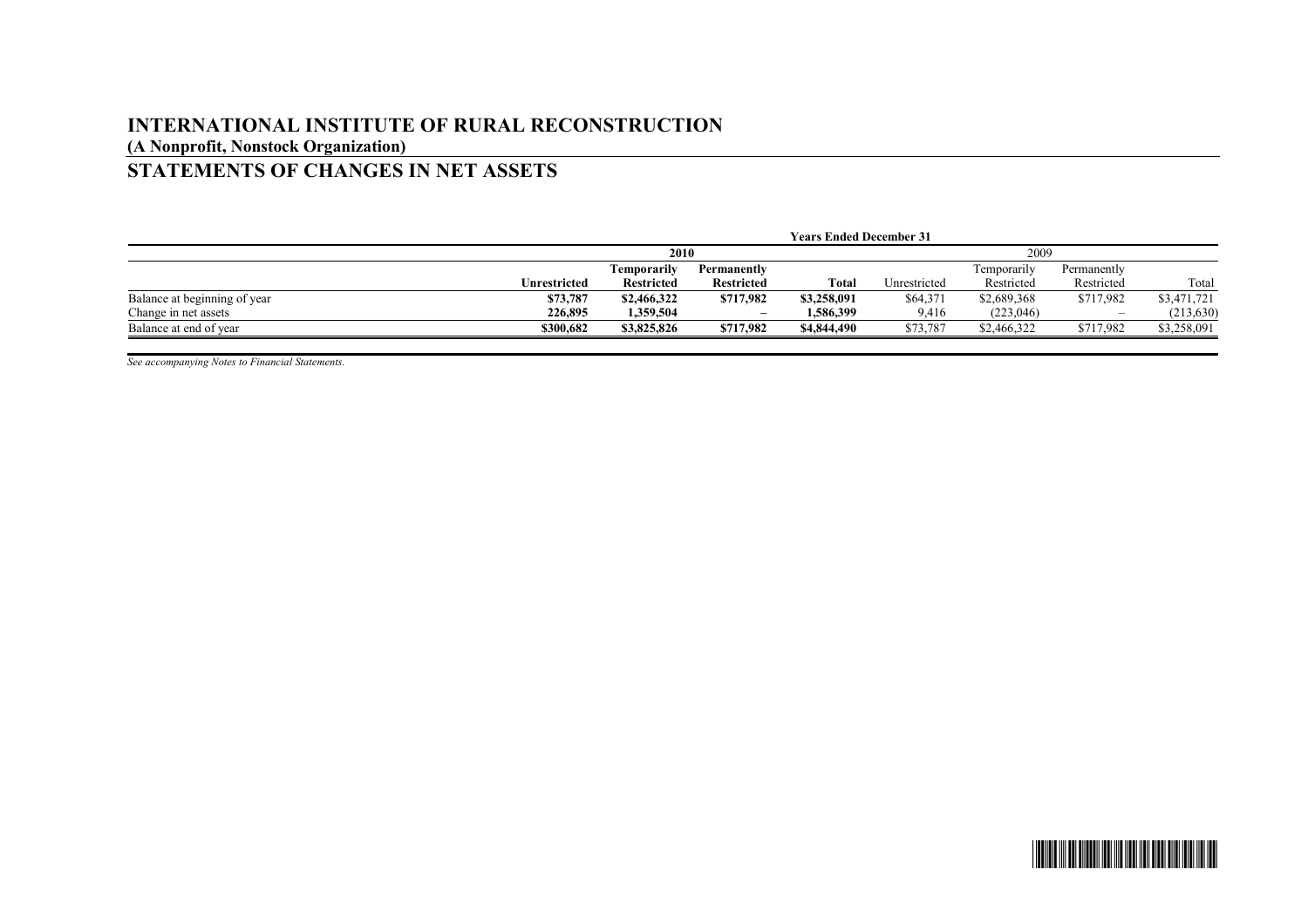# INTERNATIONAL INSTITUTE OF RURAL RECONSTRUCTION

**(A Nonprofit, Nonstock Organization)**

## STATEMENTS OF CHANGES IN NET ASSETS

| | Years Ended December 31 | | | | | | | |
|---|---|---|---|---|---|---|---|---|
| | **2010** | | | | 2009 | | | |
| | **Unrestricted** | **Temporarily Restricted** | **Permanently Restricted** | **Total** | Unrestricted | Temporarily Restricted | Permanently Restricted | Total |
| Balance at beginning of year | **$73,787** | **$2,466,322** | **$717,982** | **$3,258,091** | $64,371 | $2,689,368 | $717,982 | $3,471,721 |
| Change in net assets | **226,895** | **1,359,504** | **–** | **1,586,399** | 9,416 | (223,046) | – | (213,630) |
| Balance at end of year | **$300,682** | **$3,825,826** | **$717,982** | **$4,844,490** | $73,787 | $2,466,322 | $717,982 | $3,258,091 |

*See accompanying Notes to Financial Statements.*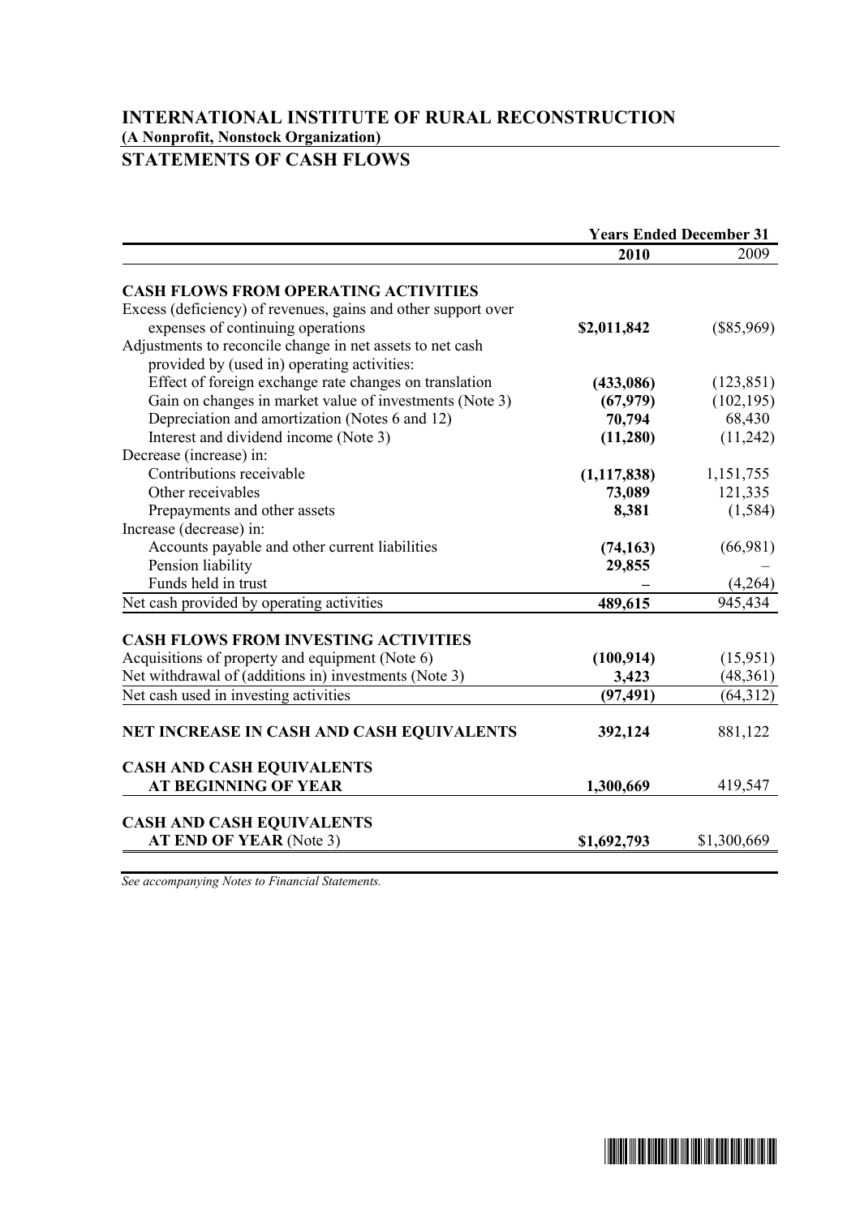# INTERNATIONAL INSTITUTE OF RURAL RECONSTRUCTION

**(A Nonprofit, Nonstock Organization)**

## STATEMENTS OF CASH FLOWS

| | Years Ended December 31 | |
|---|---|---|
| | **2010** | 2009 |
| **CASH FLOWS FROM OPERATING ACTIVITIES** | | |
| Excess (deficiency) of revenues, gains and other support over expenses of continuing operations | **$2,011,842** | ($85,969) |
| Adjustments to reconcile change in net assets to net cash provided by (used in) operating activities: | | |
| Effect of foreign exchange rate changes on translation | **(433,086)** | (123,851) |
| Gain on changes in market value of investments (Note 3) | **(67,979)** | (102,195) |
| Depreciation and amortization (Notes 6 and 12) | **70,794** | 68,430 |
| Interest and dividend income (Note 3) | **(11,280)** | (11,242) |
| Decrease (increase) in: | | |
| Contributions receivable | **(1,117,838)** | 1,151,755 |
| Other receivables | **73,089** | 121,335 |
| Prepayments and other assets | **8,381** | (1,584) |
| Increase (decrease) in: | | |
| Accounts payable and other current liabilities | **(74,163)** | (66,981) |
| Pension liability | **29,855** | – |
| Funds held in trust | **–** | (4,264) |
| Net cash provided by operating activities | **489,615** | 945,434 |
| **CASH FLOWS FROM INVESTING ACTIVITIES** | | |
| Acquisitions of property and equipment (Note 6) | **(100,914)** | (15,951) |
| Net withdrawal of (additions in) investments (Note 3) | **3,423** | (48,361) |
| Net cash used in investing activities | **(97,491)** | (64,312) |
| **NET INCREASE IN CASH AND CASH EQUIVALENTS** | **392,124** | 881,122 |
| **CASH AND CASH EQUIVALENTS AT BEGINNING OF YEAR** | **1,300,669** | 419,547 |
| **CASH AND CASH EQUIVALENTS AT END OF YEAR** (Note 3) | **$1,692,793** | $1,300,669 |

*See accompanying Notes to Financial Statements.*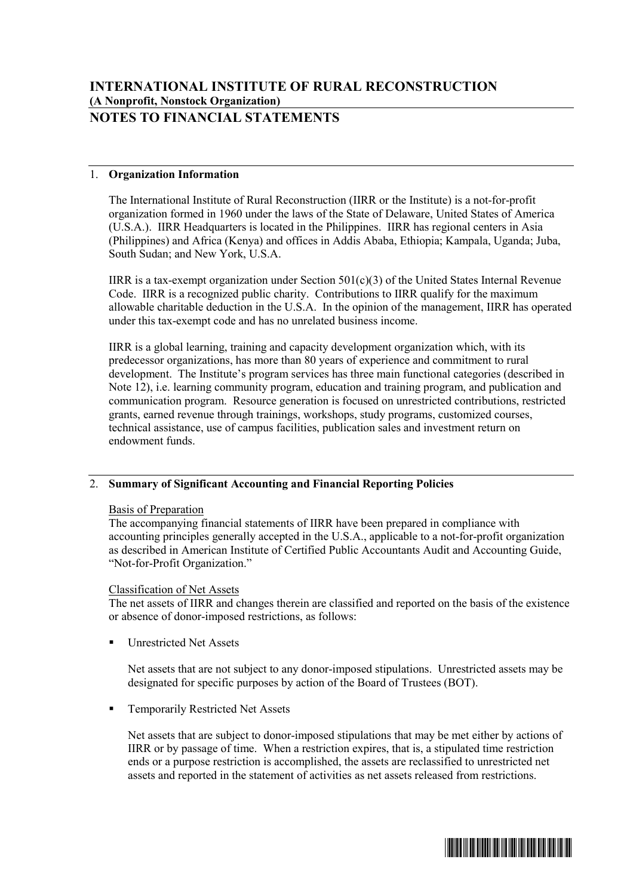# INTERNATIONAL INSTITUTE OF RURAL RECONSTRUCTION
**(A Nonprofit, Nonstock Organization)**
## NOTES TO FINANCIAL STATEMENTS

1. **Organization Information**

   The International Institute of Rural Reconstruction (IIRR or the Institute) is a not-for-profit organization formed in 1960 under the laws of the State of Delaware, United States of America (U.S.A.). IIRR Headquarters is located in the Philippines. IIRR has regional centers in Asia (Philippines) and Africa (Kenya) and offices in Addis Ababa, Ethiopia; Kampala, Uganda; Juba, South Sudan; and New York, U.S.A.

   IIRR is a tax-exempt organization under Section 501(c)(3) of the United States Internal Revenue Code. IIRR is a recognized public charity. Contributions to IIRR qualify for the maximum allowable charitable deduction in the U.S.A. In the opinion of the management, IIRR has operated under this tax-exempt code and has no unrelated business income.

   IIRR is a global learning, training and capacity development organization which, with its predecessor organizations, has more than 80 years of experience and commitment to rural development. The Institute's program services has three main functional categories (described in Note 12), i.e. learning community program, education and training program, and publication and communication program. Resource generation is focused on unrestricted contributions, restricted grants, earned revenue through trainings, workshops, study programs, customized courses, technical assistance, use of campus facilities, publication sales and investment return on endowment funds.

2. **Summary of Significant Accounting and Financial Reporting Policies**

   Basis of Preparation
   The accompanying financial statements of IIRR have been prepared in compliance with accounting principles generally accepted in the U.S.A., applicable to a not-for-profit organization as described in American Institute of Certified Public Accountants Audit and Accounting Guide, "Not-for-Profit Organization."

   Classification of Net Assets
   The net assets of IIRR and changes therein are classified and reported on the basis of the existence or absence of donor-imposed restrictions, as follows:

   - Unrestricted Net Assets

     Net assets that are not subject to any donor-imposed stipulations. Unrestricted assets may be designated for specific purposes by action of the Board of Trustees (BOT).

   - Temporarily Restricted Net Assets

     Net assets that are subject to donor-imposed stipulations that may be met either by actions of IIRR or by passage of time. When a restriction expires, that is, a stipulated time restriction ends or a purpose restriction is accomplished, the assets are reclassified to unrestricted net assets and reported in the statement of activities as net assets released from restrictions.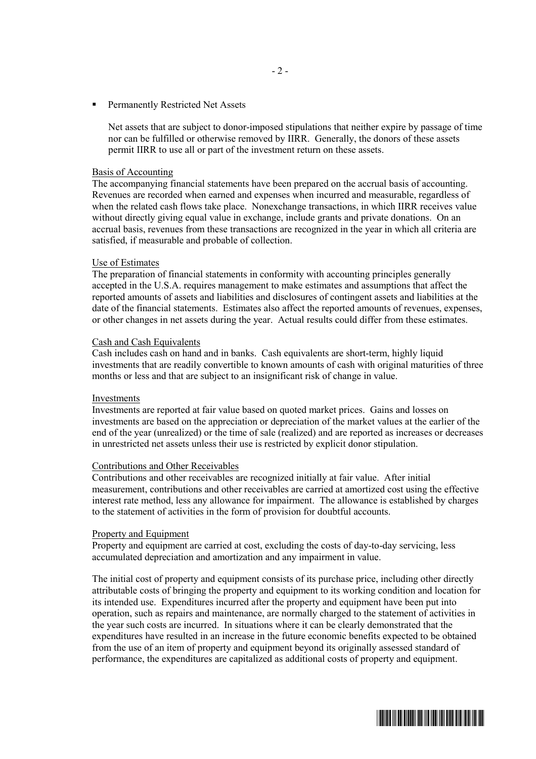- Permanently Restricted Net Assets

  Net assets that are subject to donor-imposed stipulations that neither expire by passage of time nor can be fulfilled or otherwise removed by IIRR. Generally, the donors of these assets permit IIRR to use all or part of the investment return on these assets.

Basis of Accounting
The accompanying financial statements have been prepared on the accrual basis of accounting. Revenues are recorded when earned and expenses when incurred and measurable, regardless of when the related cash flows take place. Nonexchange transactions, in which IIRR receives value without directly giving equal value in exchange, include grants and private donations. On an accrual basis, revenues from these transactions are recognized in the year in which all criteria are satisfied, if measurable and probable of collection.

Use of Estimates
The preparation of financial statements in conformity with accounting principles generally accepted in the U.S.A. requires management to make estimates and assumptions that affect the reported amounts of assets and liabilities and disclosures of contingent assets and liabilities at the date of the financial statements. Estimates also affect the reported amounts of revenues, expenses, or other changes in net assets during the year. Actual results could differ from these estimates.

Cash and Cash Equivalents
Cash includes cash on hand and in banks. Cash equivalents are short-term, highly liquid investments that are readily convertible to known amounts of cash with original maturities of three months or less and that are subject to an insignificant risk of change in value.

Investments
Investments are reported at fair value based on quoted market prices. Gains and losses on investments are based on the appreciation or depreciation of the market values at the earlier of the end of the year (unrealized) or the time of sale (realized) and are reported as increases or decreases in unrestricted net assets unless their use is restricted by explicit donor stipulation.

Contributions and Other Receivables
Contributions and other receivables are recognized initially at fair value. After initial measurement, contributions and other receivables are carried at amortized cost using the effective interest rate method, less any allowance for impairment. The allowance is established by charges to the statement of activities in the form of provision for doubtful accounts.

Property and Equipment
Property and equipment are carried at cost, excluding the costs of day-to-day servicing, less accumulated depreciation and amortization and any impairment in value.

The initial cost of property and equipment consists of its purchase price, including other directly attributable costs of bringing the property and equipment to its working condition and location for its intended use. Expenditures incurred after the property and equipment have been put into operation, such as repairs and maintenance, are normally charged to the statement of activities in the year such costs are incurred. In situations where it can be clearly demonstrated that the expenditures have resulted in an increase in the future economic benefits expected to be obtained from the use of an item of property and equipment beyond its originally assessed standard of performance, the expenditures are capitalized as additional costs of property and equipment.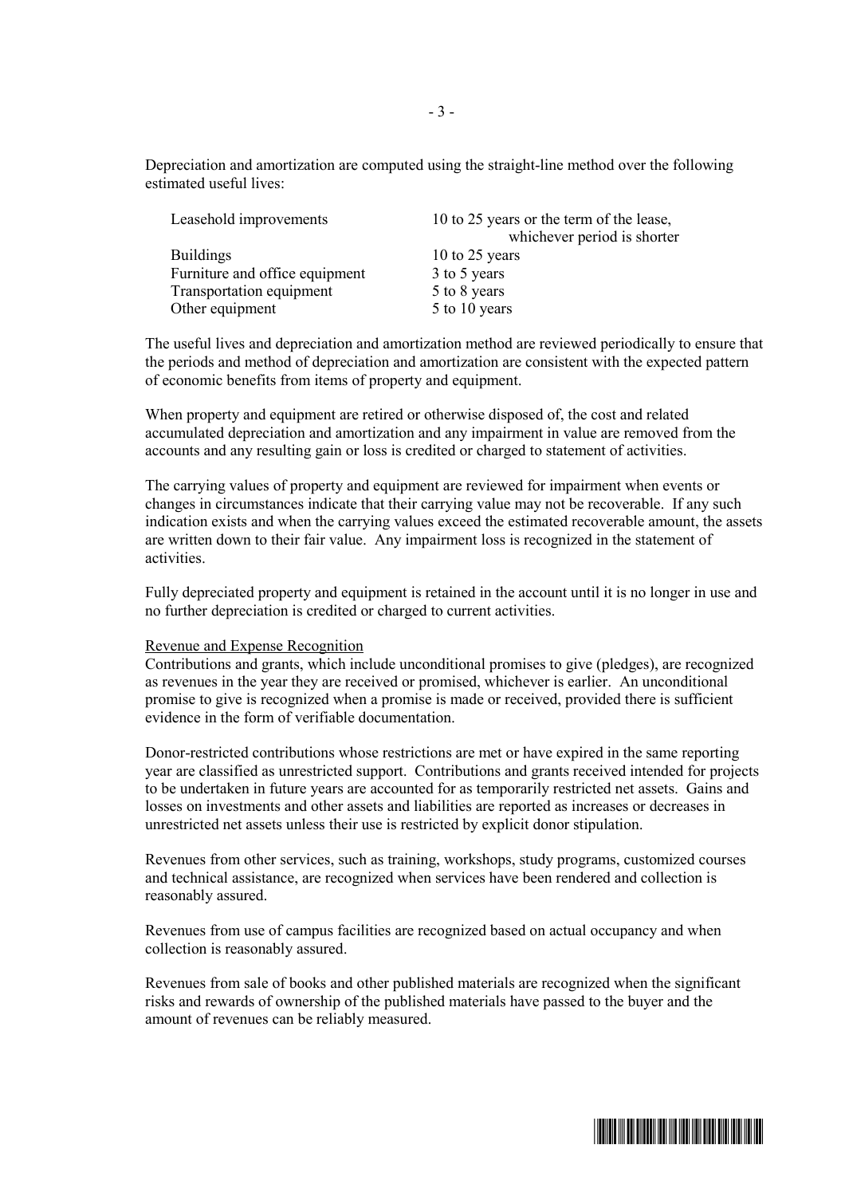Depreciation and amortization are computed using the straight-line method over the following estimated useful lives:

| | |
|---|---|
| Leasehold improvements | 10 to 25 years or the term of the lease, whichever period is shorter |
| Buildings | 10 to 25 years |
| Furniture and office equipment | 3 to 5 years |
| Transportation equipment | 5 to 8 years |
| Other equipment | 5 to 10 years |

The useful lives and depreciation and amortization method are reviewed periodically to ensure that the periods and method of depreciation and amortization are consistent with the expected pattern of economic benefits from items of property and equipment.

When property and equipment are retired or otherwise disposed of, the cost and related accumulated depreciation and amortization and any impairment in value are removed from the accounts and any resulting gain or loss is credited or charged to statement of activities.

The carrying values of property and equipment are reviewed for impairment when events or changes in circumstances indicate that their carrying value may not be recoverable. If any such indication exists and when the carrying values exceed the estimated recoverable amount, the assets are written down to their fair value. Any impairment loss is recognized in the statement of activities.

Fully depreciated property and equipment is retained in the account until it is no longer in use and no further depreciation is credited or charged to current activities.

Revenue and Expense Recognition

Contributions and grants, which include unconditional promises to give (pledges), are recognized as revenues in the year they are received or promised, whichever is earlier. An unconditional promise to give is recognized when a promise is made or received, provided there is sufficient evidence in the form of verifiable documentation.

Donor-restricted contributions whose restrictions are met or have expired in the same reporting year are classified as unrestricted support. Contributions and grants received intended for projects to be undertaken in future years are accounted for as temporarily restricted net assets. Gains and losses on investments and other assets and liabilities are reported as increases or decreases in unrestricted net assets unless their use is restricted by explicit donor stipulation.

Revenues from other services, such as training, workshops, study programs, customized courses and technical assistance, are recognized when services have been rendered and collection is reasonably assured.

Revenues from use of campus facilities are recognized based on actual occupancy and when collection is reasonably assured.

Revenues from sale of books and other published materials are recognized when the significant risks and rewards of ownership of the published materials have passed to the buyer and the amount of revenues can be reliably measured.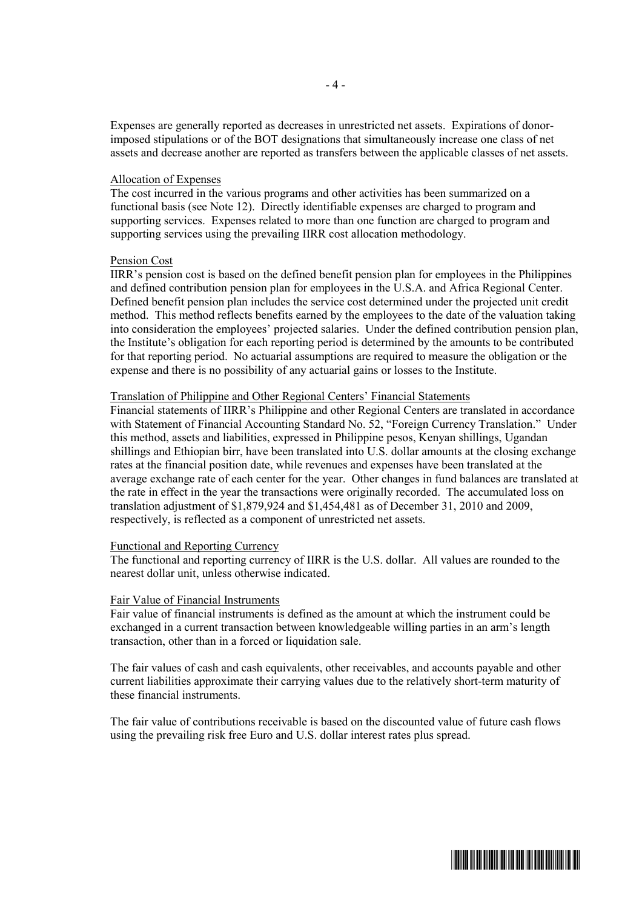Expenses are generally reported as decreases in unrestricted net assets. Expirations of donor-imposed stipulations or of the BOT designations that simultaneously increase one class of net assets and decrease another are reported as transfers between the applicable classes of net assets.

Allocation of Expenses

The cost incurred in the various programs and other activities has been summarized on a functional basis (see Note 12). Directly identifiable expenses are charged to program and supporting services. Expenses related to more than one function are charged to program and supporting services using the prevailing IIRR cost allocation methodology.

Pension Cost

IIRR's pension cost is based on the defined benefit pension plan for employees in the Philippines and defined contribution pension plan for employees in the U.S.A. and Africa Regional Center. Defined benefit pension plan includes the service cost determined under the projected unit credit method. This method reflects benefits earned by the employees to the date of the valuation taking into consideration the employees' projected salaries. Under the defined contribution pension plan, the Institute's obligation for each reporting period is determined by the amounts to be contributed for that reporting period. No actuarial assumptions are required to measure the obligation or the expense and there is no possibility of any actuarial gains or losses to the Institute.

Translation of Philippine and Other Regional Centers' Financial Statements

Financial statements of IIRR's Philippine and other Regional Centers are translated in accordance with Statement of Financial Accounting Standard No. 52, "Foreign Currency Translation." Under this method, assets and liabilities, expressed in Philippine pesos, Kenyan shillings, Ugandan shillings and Ethiopian birr, have been translated into U.S. dollar amounts at the closing exchange rates at the financial position date, while revenues and expenses have been translated at the average exchange rate of each center for the year. Other changes in fund balances are translated at the rate in effect in the year the transactions were originally recorded. The accumulated loss on translation adjustment of $1,879,924 and $1,454,481 as of December 31, 2010 and 2009, respectively, is reflected as a component of unrestricted net assets.

Functional and Reporting Currency

The functional and reporting currency of IIRR is the U.S. dollar. All values are rounded to the nearest dollar unit, unless otherwise indicated.

Fair Value of Financial Instruments

Fair value of financial instruments is defined as the amount at which the instrument could be exchanged in a current transaction between knowledgeable willing parties in an arm's length transaction, other than in a forced or liquidation sale.

The fair values of cash and cash equivalents, other receivables, and accounts payable and other current liabilities approximate their carrying values due to the relatively short-term maturity of these financial instruments.

The fair value of contributions receivable is based on the discounted value of future cash flows using the prevailing risk free Euro and U.S. dollar interest rates plus spread.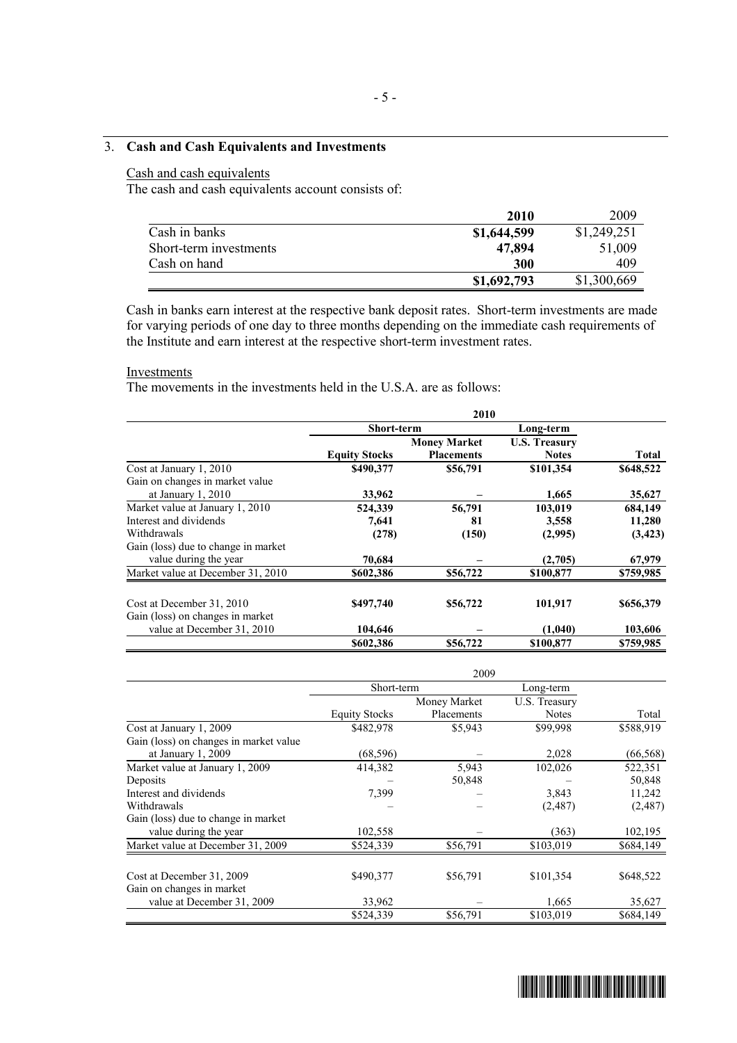## 3. **Cash and Cash Equivalents and Investments**

Cash and cash equivalents

The cash and cash equivalents account consists of:

| | **2010** | 2009 |
|---|---|---|
| Cash in banks | **$1,644,599** | $1,249,251 |
| Short-term investments | **47,894** | 51,009 |
| Cash on hand | **300** | 409 |
| | **$1,692,793** | $1,300,669 |

Cash in banks earn interest at the respective bank deposit rates. Short-term investments are made for varying periods of one day to three months depending on the immediate cash requirements of the Institute and earn interest at the respective short-term investment rates.

Investments

The movements in the investments held in the U.S.A. are as follows:

| | **2010** | | | |
|---|---|---|---|---|
| | **Short-term** | | **Long-term** | |
| | **Equity Stocks** | **Money Market Placements** | **U.S. Treasury Notes** | **Total** |
| Cost at January 1, 2010 | **$490,377** | **$56,791** | **$101,354** | **$648,522** |
| Gain on changes in market value at January 1, 2010 | **33,962** | **–** | **1,665** | **35,627** |
| Market value at January 1, 2010 | **524,339** | **56,791** | **103,019** | **684,149** |
| Interest and dividends | **7,641** | **81** | **3,558** | **11,280** |
| Withdrawals | **(278)** | **(150)** | **(2,995)** | **(3,423)** |
| Gain (loss) due to change in market value during the year | **70,684** | **–** | **(2,705)** | **67,979** |
| Market value at December 31, 2010 | **$602,386** | **$56,722** | **$100,877** | **$759,985** |
| | | | | |
| Cost at December 31, 2010 | **$497,740** | **$56,722** | **101,917** | **$656,379** |
| Gain (loss) on changes in market value at December 31, 2010 | **104,646** | **–** | **(1,040)** | **103,606** |
| | **$602,386** | **$56,722** | **$100,877** | **$759,985** |

| | 2009 | | | |
|---|---|---|---|---|
| | Short-term | | Long-term | |
| | Equity Stocks | Money Market Placements | U.S. Treasury Notes | Total |
| Cost at January 1, 2009 | $482,978 | $5,943 | $99,998 | $588,919 |
| Gain (loss) on changes in market value at January 1, 2009 | (68,596) | – | 2,028 | (66,568) |
| Market value at January 1, 2009 | 414,382 | 5,943 | 102,026 | 522,351 |
| Deposits | – | 50,848 | – | 50,848 |
| Interest and dividends | 7,399 | – | 3,843 | 11,242 |
| Withdrawals | – | – | (2,487) | (2,487) |
| Gain (loss) due to change in market value during the year | 102,558 | – | (363) | 102,195 |
| Market value at December 31, 2009 | $524,339 | $56,791 | $103,019 | $684,149 |
| | | | | |
| Cost at December 31, 2009 | $490,377 | $56,791 | $101,354 | $648,522 |
| Gain on changes in market value at December 31, 2009 | 33,962 | – | 1,665 | 35,627 |
| | $524,339 | $56,791 | $103,019 | $684,149 |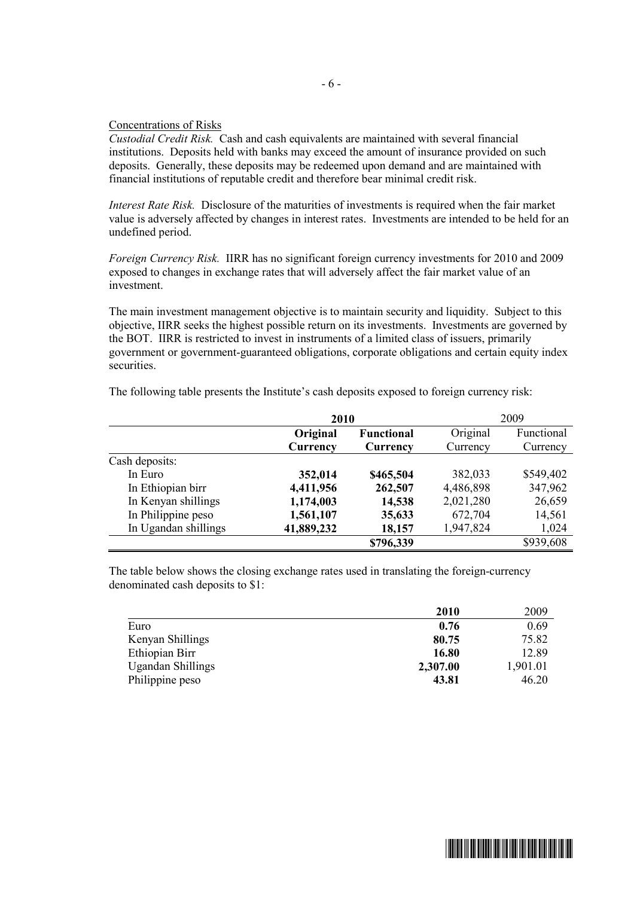Concentrations of Risks

*Custodial Credit Risk.* Cash and cash equivalents are maintained with several financial institutions. Deposits held with banks may exceed the amount of insurance provided on such deposits. Generally, these deposits may be redeemed upon demand and are maintained with financial institutions of reputable credit and therefore bear minimal credit risk.

*Interest Rate Risk.* Disclosure of the maturities of investments is required when the fair market value is adversely affected by changes in interest rates. Investments are intended to be held for an undefined period.

*Foreign Currency Risk.* IIRR has no significant foreign currency investments for 2010 and 2009 exposed to changes in exchange rates that will adversely affect the fair market value of an investment.

The main investment management objective is to maintain security and liquidity. Subject to this objective, IIRR seeks the highest possible return on its investments. Investments are governed by the BOT. IIRR is restricted to invest in instruments of a limited class of issuers, primarily government or government-guaranteed obligations, corporate obligations and certain equity index securities.

The following table presents the Institute's cash deposits exposed to foreign currency risk:

| | **2010** | | 2009 | |
|---|---|---|---|---|
| | **Original Currency** | **Functional Currency** | Original Currency | Functional Currency |
| Cash deposits: | | | | |
| In Euro | **352,014** | **$465,504** | 382,033 | $549,402 |
| In Ethiopian birr | **4,411,956** | **262,507** | 4,486,898 | 347,962 |
| In Kenyan shillings | **1,174,003** | **14,538** | 2,021,280 | 26,659 |
| In Philippine peso | **1,561,107** | **35,633** | 672,704 | 14,561 |
| In Ugandan shillings | **41,889,232** | **18,157** | 1,947,824 | 1,024 |
| | | **$796,339** | | $939,608 |

The table below shows the closing exchange rates used in translating the foreign-currency denominated cash deposits to $1:

| | **2010** | 2009 |
|---|---|---|
| Euro | **0.76** | 0.69 |
| Kenyan Shillings | **80.75** | 75.82 |
| Ethiopian Birr | **16.80** | 12.89 |
| Ugandan Shillings | **2,307.00** | 1,901.01 |
| Philippine peso | **43.81** | 46.20 |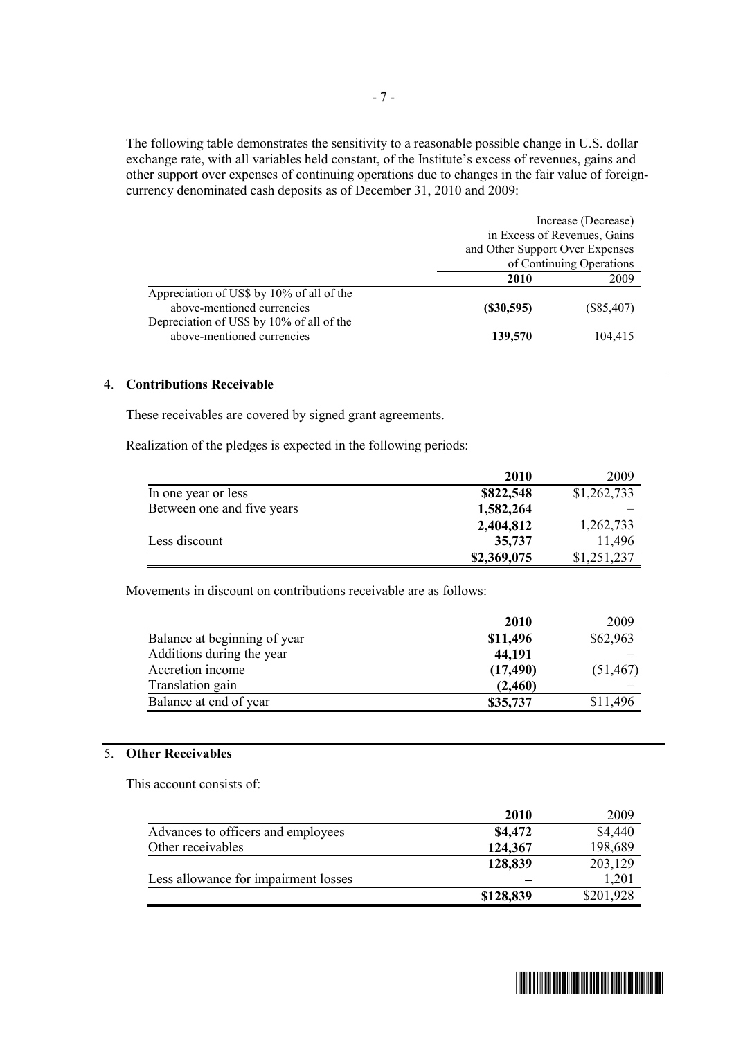The following table demonstrates the sensitivity to a reasonable possible change in U.S. dollar exchange rate, with all variables held constant, of the Institute's excess of revenues, gains and other support over expenses of continuing operations due to changes in the fair value of foreign-currency denominated cash deposits as of December 31, 2010 and 2009:

| | Increase (Decrease) in Excess of Revenues, Gains and Other Support Over Expenses of Continuing Operations | |
|---|---|---|
| | **2010** | 2009 |
| Appreciation of US$ by 10% of all of the above-mentioned currencies | **($30,595)** | ($85,407) |
| Depreciation of US$ by 10% of all of the above-mentioned currencies | **139,570** | 104,415 |

## 4. Contributions Receivable

These receivables are covered by signed grant agreements.

Realization of the pledges is expected in the following periods:

| | **2010** | 2009 |
|---|---|---|
| In one year or less | **$822,548** | $1,262,733 |
| Between one and five years | **1,582,264** | – |
| | **2,404,812** | 1,262,733 |
| Less discount | **35,737** | 11,496 |
| | **$2,369,075** | $1,251,237 |

Movements in discount on contributions receivable are as follows:

| | **2010** | 2009 |
|---|---|---|
| Balance at beginning of year | **$11,496** | $62,963 |
| Additions during the year | **44,191** | – |
| Accretion income | **(17,490)** | (51,467) |
| Translation gain | **(2,460)** | – |
| Balance at end of year | **$35,737** | $11,496 |

## 5. Other Receivables

This account consists of:

| | **2010** | 2009 |
|---|---|---|
| Advances to officers and employees | **$4,472** | $4,440 |
| Other receivables | **124,367** | 198,689 |
| | **128,839** | 203,129 |
| Less allowance for impairment losses | **–** | 1,201 |
| | **$128,839** | $201,928 |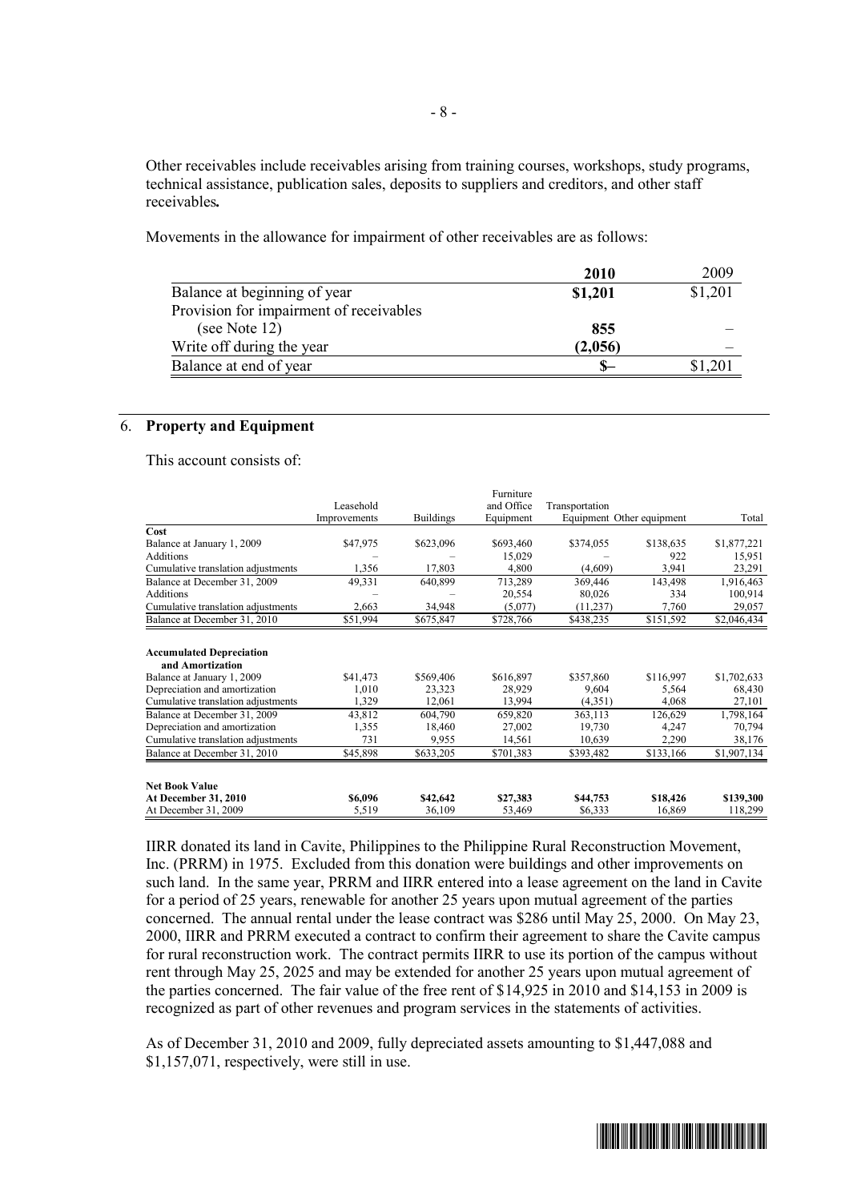Other receivables include receivables arising from training courses, workshops, study programs, technical assistance, publication sales, deposits to suppliers and creditors, and other staff receivables**.**

Movements in the allowance for impairment of other receivables are as follows:

| | **2010** | 2009 |
|---|---|---|
| Balance at beginning of year | **$1,201** | $1,201 |
| Provision for impairment of receivables (see Note 12) | **855** | – |
| Write off during the year | **(2,056)** | – |
| Balance at end of year | **$–** | $1,201 |

## 6. **Property and Equipment**

This account consists of:

| | Leasehold Improvements | Buildings | Furniture and Office Equipment | Transportation Equipment | Other equipment | Total |
|---|---|---|---|---|---|---|
| **Cost** | | | | | | |
| Balance at January 1, 2009 | $47,975 | $623,096 | $693,460 | $374,055 | $138,635 | $1,877,221 |
| Additions | – | – | 15,029 | – | 922 | 15,951 |
| Cumulative translation adjustments | 1,356 | 17,803 | 4,800 | (4,609) | 3,941 | 23,291 |
| Balance at December 31, 2009 | 49,331 | 640,899 | 713,289 | 369,446 | 143,498 | 1,916,463 |
| Additions | – | – | 20,554 | 80,026 | 334 | 100,914 |
| Cumulative translation adjustments | 2,663 | 34,948 | (5,077) | (11,237) | 7,760 | 29,057 |
| Balance at December 31, 2010 | $51,994 | $675,847 | $728,766 | $438,235 | $151,592 | $2,046,434 |
| **Accumulated Depreciation and Amortization** | | | | | | |
| Balance at January 1, 2009 | $41,473 | $569,406 | $616,897 | $357,860 | $116,997 | $1,702,633 |
| Depreciation and amortization | 1,010 | 23,323 | 28,929 | 9,604 | 5,564 | 68,430 |
| Cumulative translation adjustments | 1,329 | 12,061 | 13,994 | (4,351) | 4,068 | 27,101 |
| Balance at December 31, 2009 | 43,812 | 604,790 | 659,820 | 363,113 | 126,629 | 1,798,164 |
| Depreciation and amortization | 1,355 | 18,460 | 27,002 | 19,730 | 4,247 | 70,794 |
| Cumulative translation adjustments | 731 | 9,955 | 14,561 | 10,639 | 2,290 | 38,176 |
| Balance at December 31, 2010 | $45,898 | $633,205 | $701,383 | $393,482 | $133,166 | $1,907,134 |
| **Net Book Value** | | | | | | |
| **At December 31, 2010** | **$6,096** | **$42,642** | **$27,383** | **$44,753** | **$18,426** | **$139,300** |
| At December 31, 2009 | 5,519 | 36,109 | 53,469 | $6,333 | 16,869 | 118,299 |

IIRR donated its land in Cavite, Philippines to the Philippine Rural Reconstruction Movement, Inc. (PRRM) in 1975. Excluded from this donation were buildings and other improvements on such land. In the same year, PRRM and IIRR entered into a lease agreement on the land in Cavite for a period of 25 years, renewable for another 25 years upon mutual agreement of the parties concerned. The annual rental under the lease contract was $286 until May 25, 2000. On May 23, 2000, IIRR and PRRM executed a contract to confirm their agreement to share the Cavite campus for rural reconstruction work. The contract permits IIRR to use its portion of the campus without rent through May 25, 2025 and may be extended for another 25 years upon mutual agreement of the parties concerned. The fair value of the free rent of $14,925 in 2010 and $14,153 in 2009 is recognized as part of other revenues and program services in the statements of activities.

As of December 31, 2010 and 2009, fully depreciated assets amounting to $1,447,088 and $1,157,071, respectively, were still in use.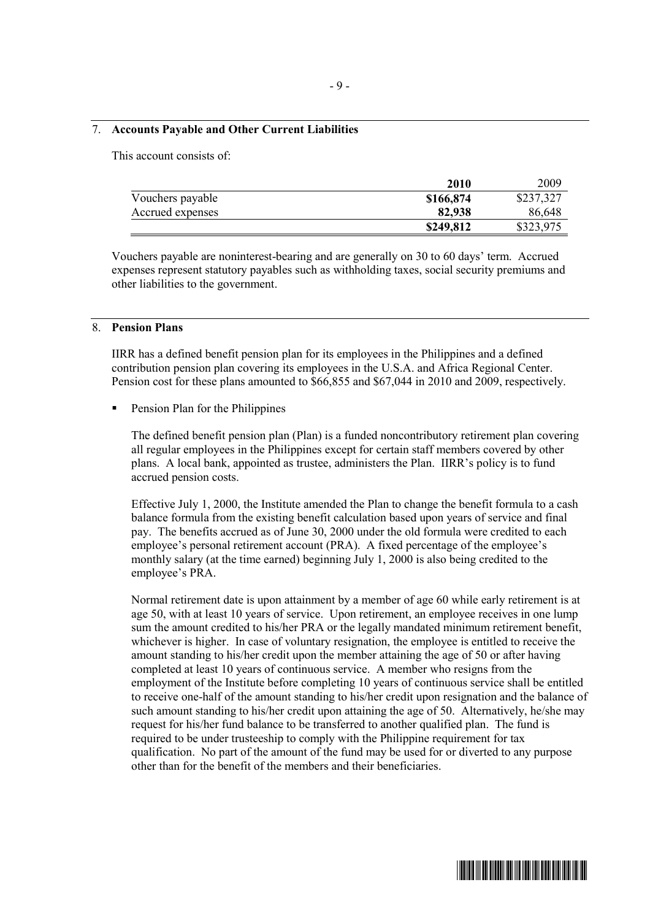## 7. Accounts Payable and Other Current Liabilities

This account consists of:

| | **2010** | 2009 |
|---|---|---|
| Vouchers payable | **$166,874** | $237,327 |
| Accrued expenses | **82,938** | 86,648 |
| | **$249,812** | $323,975 |

Vouchers payable are noninterest-bearing and are generally on 30 to 60 days' term. Accrued expenses represent statutory payables such as withholding taxes, social security premiums and other liabilities to the government.

## 8. Pension Plans

IIRR has a defined benefit pension plan for its employees in the Philippines and a defined contribution pension plan covering its employees in the U.S.A. and Africa Regional Center. Pension cost for these plans amounted to $66,855 and $67,044 in 2010 and 2009, respectively.

- Pension Plan for the Philippines

  The defined benefit pension plan (Plan) is a funded noncontributory retirement plan covering all regular employees in the Philippines except for certain staff members covered by other plans. A local bank, appointed as trustee, administers the Plan. IIRR's policy is to fund accrued pension costs.

  Effective July 1, 2000, the Institute amended the Plan to change the benefit formula to a cash balance formula from the existing benefit calculation based upon years of service and final pay. The benefits accrued as of June 30, 2000 under the old formula were credited to each employee's personal retirement account (PRA). A fixed percentage of the employee's monthly salary (at the time earned) beginning July 1, 2000 is also being credited to the employee's PRA.

  Normal retirement date is upon attainment by a member of age 60 while early retirement is at age 50, with at least 10 years of service. Upon retirement, an employee receives in one lump sum the amount credited to his/her PRA or the legally mandated minimum retirement benefit, whichever is higher. In case of voluntary resignation, the employee is entitled to receive the amount standing to his/her credit upon the member attaining the age of 50 or after having completed at least 10 years of continuous service. A member who resigns from the employment of the Institute before completing 10 years of continuous service shall be entitled to receive one-half of the amount standing to his/her credit upon resignation and the balance of such amount standing to his/her credit upon attaining the age of 50. Alternatively, he/she may request for his/her fund balance to be transferred to another qualified plan. The fund is required to be under trusteeship to comply with the Philippine requirement for tax qualification. No part of the amount of the fund may be used for or diverted to any purpose other than for the benefit of the members and their beneficiaries.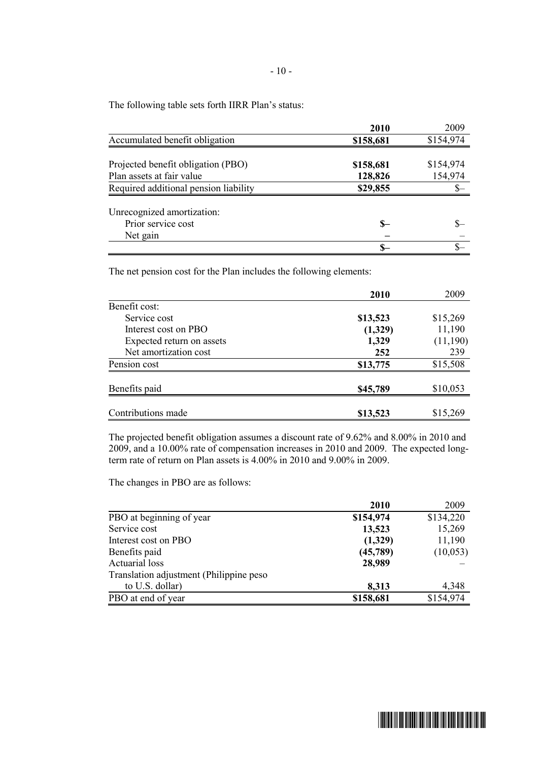The following table sets forth IIRR Plan's status:

| | **2010** | 2009 |
|---|---|---|
| Accumulated benefit obligation | **$158,681** | $154,974 |
| | | |
| Projected benefit obligation (PBO) | **$158,681** | $154,974 |
| Plan assets at fair value | **128,826** | 154,974 |
| Required additional pension liability | **$29,855** | $– |
| | | |
| Unrecognized amortization: | | |
| Prior service cost | **$–** | $– |
| Net gain | **–** | – |
| | **$–** | $– |

The net pension cost for the Plan includes the following elements:

| | **2010** | 2009 |
|---|---|---|
| Benefit cost: | | |
| Service cost | **$13,523** | $15,269 |
| Interest cost on PBO | **(1,329)** | 11,190 |
| Expected return on assets | **1,329** | (11,190) |
| Net amortization cost | **252** | 239 |
| Pension cost | **$13,775** | $15,508 |
| | | |
| Benefits paid | **$45,789** | $10,053 |
| | | |
| Contributions made | **$13,523** | $15,269 |

The projected benefit obligation assumes a discount rate of 9.62% and 8.00% in 2010 and 2009, and a 10.00% rate of compensation increases in 2010 and 2009. The expected long-term rate of return on Plan assets is 4.00% in 2010 and 9.00% in 2009.

The changes in PBO are as follows:

| | **2010** | 2009 |
|---|---|---|
| PBO at beginning of year | **$154,974** | $134,220 |
| Service cost | **13,523** | 15,269 |
| Interest cost on PBO | **(1,329)** | 11,190 |
| Benefits paid | **(45,789)** | (10,053) |
| Actuarial loss | **28,989** | – |
| Translation adjustment (Philippine peso to U.S. dollar) | **8,313** | 4,348 |
| PBO at end of year | **$158,681** | $154,974 |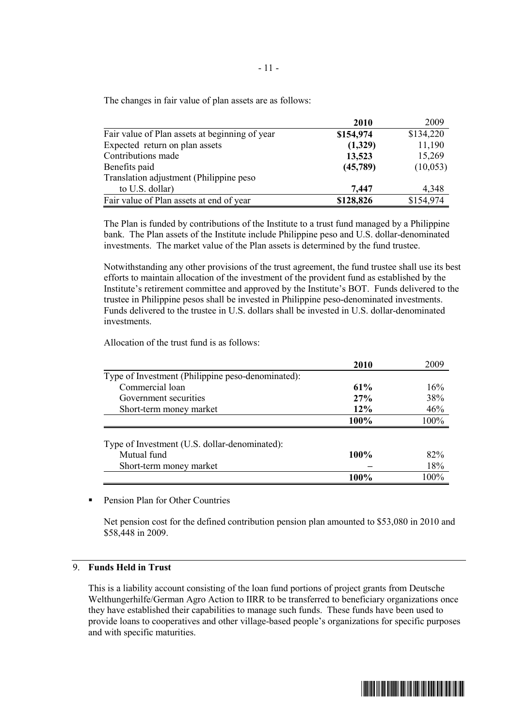The changes in fair value of plan assets are as follows:

| | 2010 | 2009 |
|---|---|---|
| Fair value of Plan assets at beginning of year | **$154,974** | $134,220 |
| Expected return on plan assets | **(1,329)** | 11,190 |
| Contributions made | **13,523** | 15,269 |
| Benefits paid | **(45,789)** | (10,053) |
| Translation adjustment (Philippine peso to U.S. dollar) | **7,447** | 4,348 |
| Fair value of Plan assets at end of year | **$128,826** | $154,974 |

The Plan is funded by contributions of the Institute to a trust fund managed by a Philippine bank. The Plan assets of the Institute include Philippine peso and U.S. dollar-denominated investments. The market value of the Plan assets is determined by the fund trustee.

Notwithstanding any other provisions of the trust agreement, the fund trustee shall use its best efforts to maintain allocation of the investment of the provident fund as established by the Institute's retirement committee and approved by the Institute's BOT. Funds delivered to the trustee in Philippine pesos shall be invested in Philippine peso-denominated investments. Funds delivered to the trustee in U.S. dollars shall be invested in U.S. dollar-denominated investments.

Allocation of the trust fund is as follows:

| | 2010 | 2009 |
|---|---|---|
| Type of Investment (Philippine peso-denominated): | | |
| Commercial loan | **61%** | 16% |
| Government securities | **27%** | 38% |
| Short-term money market | **12%** | 46% |
| | **100%** | 100% |
| Type of Investment (U.S. dollar-denominated): | | |
| Mutual fund | **100%** | 82% |
| Short-term money market | **–** | 18% |
| | **100%** | 100% |

- Pension Plan for Other Countries

  Net pension cost for the defined contribution pension plan amounted to $53,080 in 2010 and $58,448 in 2009.

## 9. Funds Held in Trust

This is a liability account consisting of the loan fund portions of project grants from Deutsche Welthungerhilfe/German Agro Action to IIRR to be transferred to beneficiary organizations once they have established their capabilities to manage such funds. These funds have been used to provide loans to cooperatives and other village-based people's organizations for specific purposes and with specific maturities.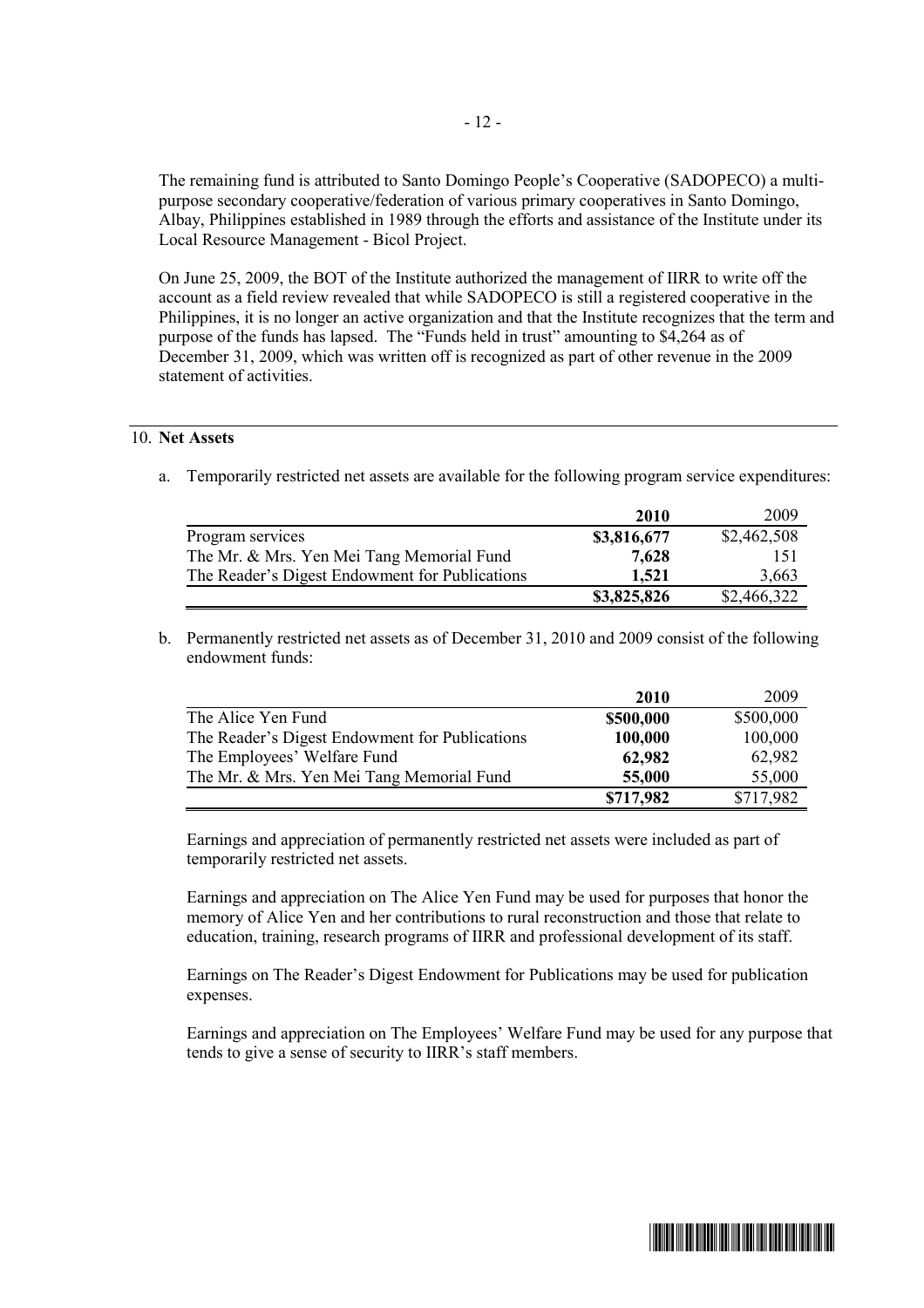The remaining fund is attributed to Santo Domingo People's Cooperative (SADOPECO) a multi-purpose secondary cooperative/federation of various primary cooperatives in Santo Domingo, Albay, Philippines established in 1989 through the efforts and assistance of the Institute under its Local Resource Management - Bicol Project.

On June 25, 2009, the BOT of the Institute authorized the management of IIRR to write off the account as a field review revealed that while SADOPECO is still a registered cooperative in the Philippines, it is no longer an active organization and that the Institute recognizes that the term and purpose of the funds has lapsed. The "Funds held in trust" amounting to $4,264 as of December 31, 2009, which was written off is recognized as part of other revenue in the 2009 statement of activities.

## 10. **Net Assets**

a. Temporarily restricted net assets are available for the following program service expenditures:

| | **2010** | 2009 |
|---|---|---|
| Program services | **$3,816,677** | $2,462,508 |
| The Mr. & Mrs. Yen Mei Tang Memorial Fund | **7,628** | 151 |
| The Reader's Digest Endowment for Publications | **1,521** | 3,663 |
| | **$3,825,826** | $2,466,322 |

b. Permanently restricted net assets as of December 31, 2010 and 2009 consist of the following endowment funds:

| | **2010** | 2009 |
|---|---|---|
| The Alice Yen Fund | **$500,000** | $500,000 |
| The Reader's Digest Endowment for Publications | **100,000** | 100,000 |
| The Employees' Welfare Fund | **62,982** | 62,982 |
| The Mr. & Mrs. Yen Mei Tang Memorial Fund | **55,000** | 55,000 |
| | **$717,982** | $717,982 |

Earnings and appreciation of permanently restricted net assets were included as part of temporarily restricted net assets.

Earnings and appreciation on The Alice Yen Fund may be used for purposes that honor the memory of Alice Yen and her contributions to rural reconstruction and those that relate to education, training, research programs of IIRR and professional development of its staff.

Earnings on The Reader's Digest Endowment for Publications may be used for publication expenses.

Earnings and appreciation on The Employees' Welfare Fund may be used for any purpose that tends to give a sense of security to IIRR's staff members.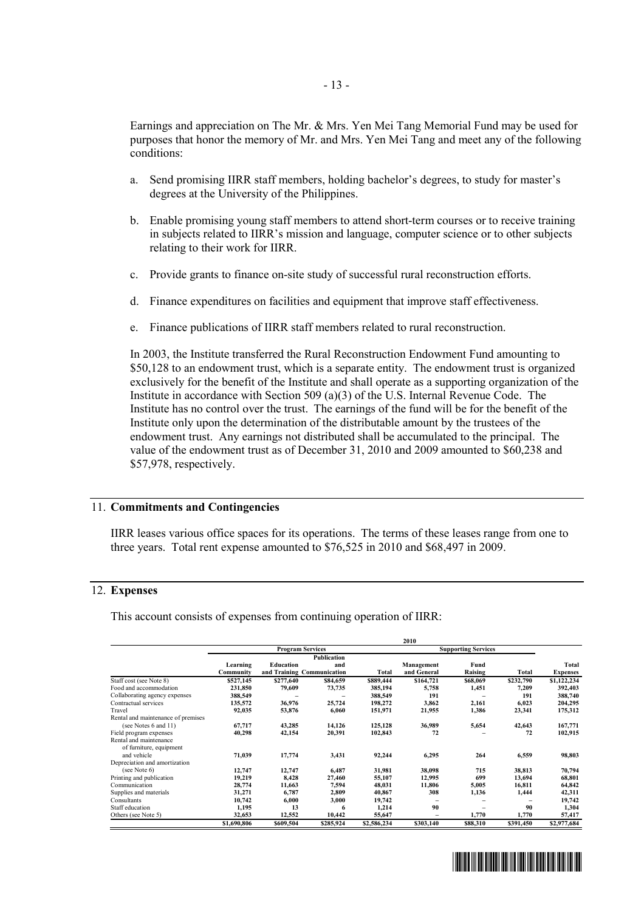Earnings and appreciation on The Mr. & Mrs. Yen Mei Tang Memorial Fund may be used for purposes that honor the memory of Mr. and Mrs. Yen Mei Tang and meet any of the following conditions:

a. Send promising IIRR staff members, holding bachelor's degrees, to study for master's degrees at the University of the Philippines.

b. Enable promising young staff members to attend short-term courses or to receive training in subjects related to IIRR's mission and language, computer science or to other subjects relating to their work for IIRR.

c. Provide grants to finance on-site study of successful rural reconstruction efforts.

d. Finance expenditures on facilities and equipment that improve staff effectiveness.

e. Finance publications of IIRR staff members related to rural reconstruction.

In 2003, the Institute transferred the Rural Reconstruction Endowment Fund amounting to $50,128 to an endowment trust, which is a separate entity. The endowment trust is organized exclusively for the benefit of the Institute and shall operate as a supporting organization of the Institute in accordance with Section 509 (a)(3) of the U.S. Internal Revenue Code. The Institute has no control over the trust. The earnings of the fund will be for the benefit of the Institute only upon the determination of the distributable amount by the trustees of the endowment trust. Any earnings not distributed shall be accumulated to the principal. The value of the endowment trust as of December 31, 2010 and 2009 amounted to $60,238 and $57,978, respectively.

## 11. Commitments and Contingencies

IIRR leases various office spaces for its operations. The terms of these leases range from one to three years. Total rent expense amounted to $76,525 in 2010 and $68,497 in 2009.

## 12. Expenses

This account consists of expenses from continuing operation of IIRR:

| | 2010 | | | | | | | |
|---|---|---|---|---|---|---|---|---|
| | Program Services | | | | Supporting Services | | | |
| | Learning Community | Education and Training | Publication and Communication | Total | Management and General | Fund Raising | Total | Total Expenses |
| Staff cost (see Note 8) | $527,145 | $277,640 | $84,659 | $889,444 | $164,721 | $68,069 | $232,790 | $1,122,234 |
| Food and accommodation | 231,850 | 79,609 | 73,735 | 385,194 | 5,758 | 1,451 | 7,209 | 392,403 |
| Collaborating agency expenses | 388,549 | – | – | 388,549 | 191 | – | 191 | 388,740 |
| Contractual services | 135,572 | 36,976 | 25,724 | 198,272 | 3,862 | 2,161 | 6,023 | 204,295 |
| Travel | 92,035 | 53,876 | 6,060 | 151,971 | 21,955 | 1,386 | 23,341 | 175,312 |
| Rental and maintenance of premises (see Notes 6 and 11) | 67,717 | 43,285 | 14,126 | 125,128 | 36,989 | 5,654 | 42,643 | 167,771 |
| Field program expenses | 40,298 | 42,154 | 20,391 | 102,843 | 72 | – | 72 | 102,915 |
| Rental and maintenance of furniture, equipment and vehicle | 71,039 | 17,774 | 3,431 | 92,244 | 6,295 | 264 | 6,559 | 98,803 |
| Depreciation and amortization (see Note 6) | 12,747 | 12,747 | 6,487 | 31,981 | 38,098 | 715 | 38,813 | 70,794 |
| Printing and publication | 19,219 | 8,428 | 27,460 | 55,107 | 12,995 | 699 | 13,694 | 68,801 |
| Communication | 28,774 | 11,663 | 7,594 | 48,031 | 11,806 | 5,005 | 16,811 | 64,842 |
| Supplies and materials | 31,271 | 6,787 | 2,809 | 40,867 | 308 | 1,136 | 1,444 | 42,311 |
| Consultants | 10,742 | 6,000 | 3,000 | 19,742 | – | – | – | 19,742 |
| Staff education | 1,195 | 13 | 6 | 1,214 | 90 | – | 90 | 1,304 |
| Others (see Note 5) | 32,653 | 12,552 | 10,442 | 55,647 | – | 1,770 | 1,770 | 57,417 |
| | $1,690,806 | $609,504 | $285,924 | $2,586,234 | $303,140 | $88,310 | $391,450 | $2,977,684 |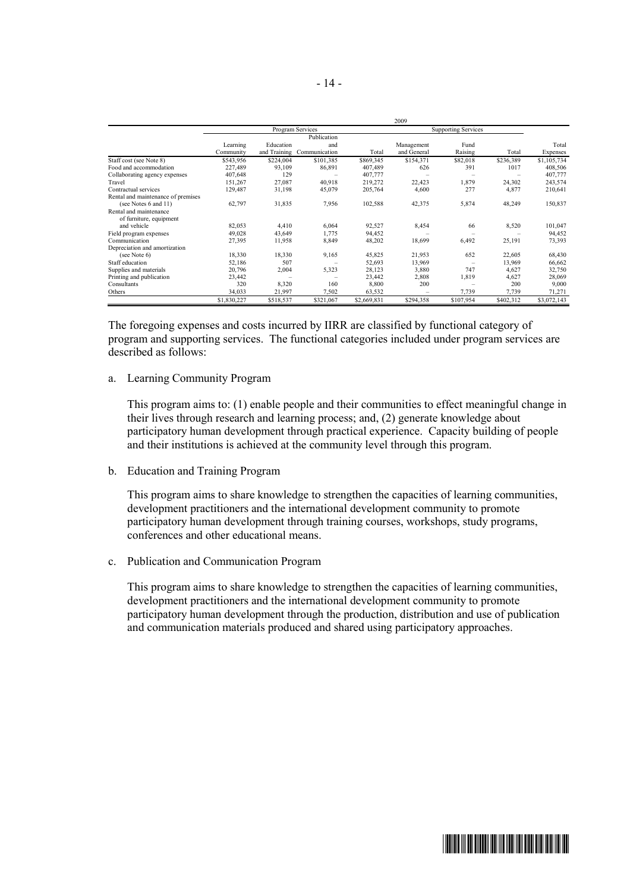| | 2009 | | | | | | | |
|---|---|---|---|---|---|---|---|---|
| | Program Services | | | | Supporting Services | | | |
| | Learning Community | Education and Training | Publication and Communication | Total | Management and General | Fund Raising | Total | Total Expenses |
| Staff cost (see Note 8) | $543,956 | $224,004 | $101,385 | $869,345 | $154,371 | $82,018 | $236,389 | $1,105,734 |
| Food and accommodation | 227,489 | 93,109 | 86,891 | 407,489 | 626 | 391 | 1017 | 408,506 |
| Collaborating agency expenses | 407,648 | 129 | – | 407,777 | – | – | – | 407,777 |
| Travel | 151,267 | 27,087 | 40,918 | 219,272 | 22,423 | 1,879 | 24,302 | 243,574 |
| Contractual services | 129,487 | 31,198 | 45,079 | 205,764 | 4,600 | 277 | 4,877 | 210,641 |
| Rental and maintenance of premises (see Notes 6 and 11) | 62,797 | 31,835 | 7,956 | 102,588 | 42,375 | 5,874 | 48,249 | 150,837 |
| Rental and maintenance of furniture, equipment and vehicle | 82,053 | 4,410 | 6,064 | 92,527 | 8,454 | 66 | 8,520 | 101,047 |
| Field program expenses | 49,028 | 43,649 | 1,775 | 94,452 | – | – | – | 94,452 |
| Communication | 27,395 | 11,958 | 8,849 | 48,202 | 18,699 | 6,492 | 25,191 | 73,393 |
| Depreciation and amortization (see Note 6) | 18,330 | 18,330 | 9,165 | 45,825 | 21,953 | 652 | 22,605 | 68,430 |
| Staff education | 52,186 | 507 | – | 52,693 | 13,969 | – | 13,969 | 66,662 |
| Supplies and materials | 20,796 | 2,004 | 5,323 | 28,123 | 3,880 | 747 | 4,627 | 32,750 |
| Printing and publication | 23,442 | – | – | 23,442 | 2,808 | 1,819 | 4,627 | 28,069 |
| Consultants | 320 | 8,320 | 160 | 8,800 | 200 | – | 200 | 9,000 |
| Others | 34,033 | 21,997 | 7,502 | 63,532 | – | 7,739 | 7,739 | 71,271 |
| | $1,830,227 | $518,537 | $321,067 | $2,669,831 | $294,358 | $107,954 | $402,312 | $3,072,143 |

The foregoing expenses and costs incurred by IIRR are classified by functional category of program and supporting services. The functional categories included under program services are described as follows:

a. Learning Community Program

   This program aims to: (1) enable people and their communities to effect meaningful change in their lives through research and learning process; and, (2) generate knowledge about participatory human development through practical experience. Capacity building of people and their institutions is achieved at the community level through this program.

b. Education and Training Program

   This program aims to share knowledge to strengthen the capacities of learning communities, development practitioners and the international development community to promote participatory human development through training courses, workshops, study programs, conferences and other educational means.

c. Publication and Communication Program

   This program aims to share knowledge to strengthen the capacities of learning communities, development practitioners and the international development community to promote participatory human development through the production, distribution and use of publication and communication materials produced and shared using participatory approaches.